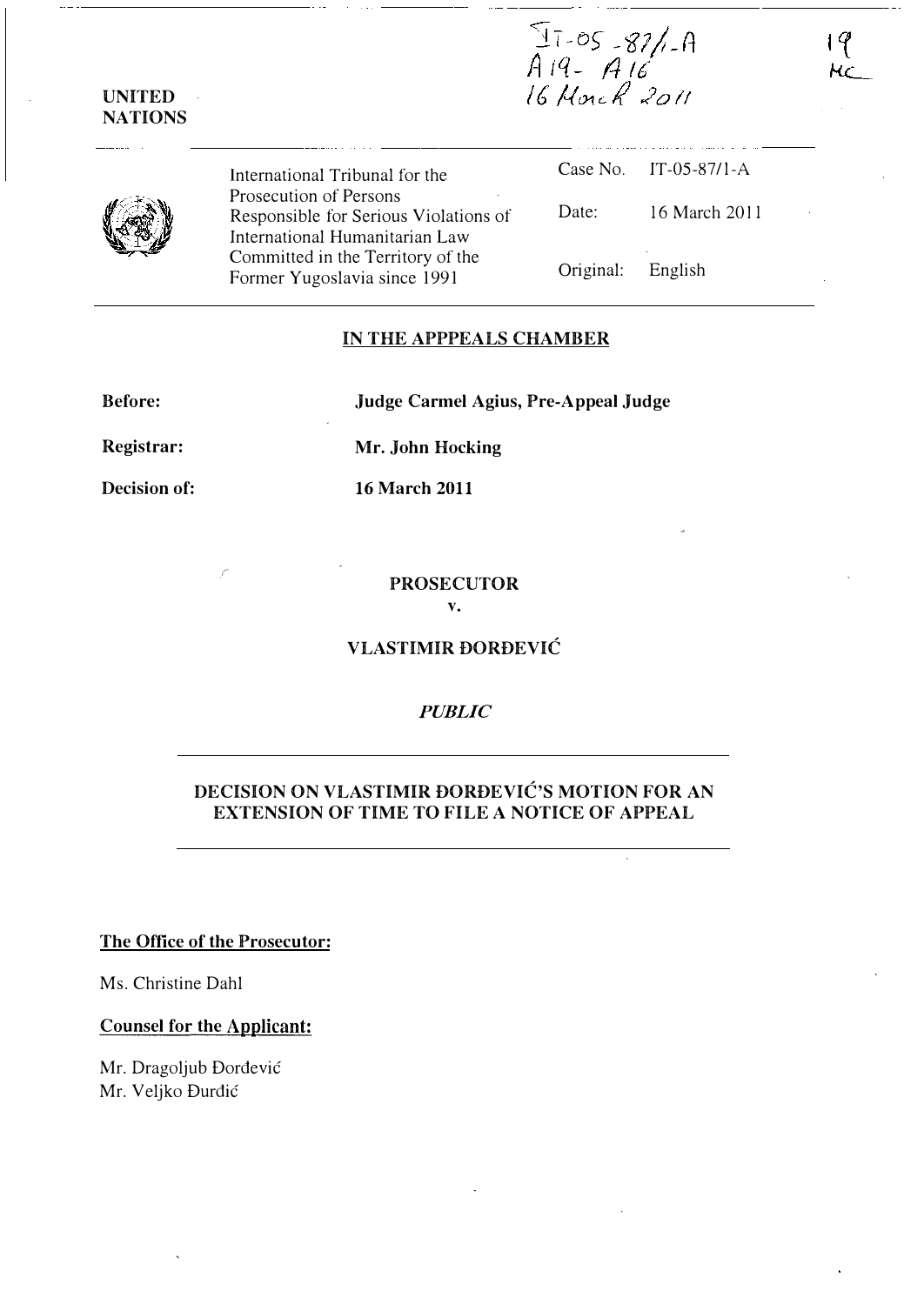IT-05-87/1-A
A19 - A16
16 March 2011

19
MC

UNITED NATIONS

| | | |
|---|---|---|
| International Tribunal for the Prosecution of Persons Responsible for Serious Violations of International Humanitarian Law Committed in the Territory of the Former Yugoslavia since 1991 | Case No. | IT-05-87/1-A |
| | Date: | 16 March 2011 |
| | Original: | English |

## IN THE APPPEALS CHAMBER

**Before:** **Judge Carmel Agius, Pre-Appeal Judge**

**Registrar:** **Mr. John Hocking**

**Decision of:** **16 March 2011**

**PROSECUTOR**

**v.**

**VLASTIMIR ĐORĐEVIĆ**

*PUBLIC*

## DECISION ON VLASTIMIR ĐORĐEVIĆ'S MOTION FOR AN EXTENSION OF TIME TO FILE A NOTICE OF APPEAL

**The Office of the Prosecutor:**

Ms. Christine Dahl

**Counsel for the Applicant:**

Mr. Dragoljub Đorđević
Mr. Veljko Đurđić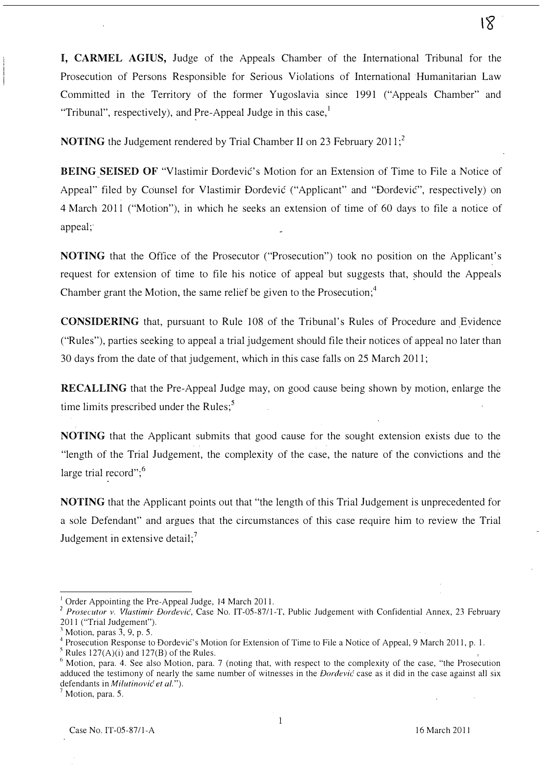**I, CARMEL AGIUS,** Judge of the Appeals Chamber of the International Tribunal for the Prosecution of Persons Responsible for Serious Violations of International Humanitarian Law Committed in the Territory of the former Yugoslavia since 1991 ("Appeals Chamber" and "Tribunal", respectively), and Pre-Appeal Judge in this case,[1]

**NOTING** the Judgement rendered by Trial Chamber II on 23 February 2011;[2]

**BEING SEISED OF** "Vlastimir Đorđević's Motion for an Extension of Time to File a Notice of Appeal" filed by Counsel for Vlastimir Đorđević ("Applicant" and "Đorđević", respectively) on 4 March 2011 ("Motion"), in which he seeks an extension of time of 60 days to file a notice of appeal;[3]

**NOTING** that the Office of the Prosecutor ("Prosecution") took no position on the Applicant's request for extension of time to file his notice of appeal but suggests that, should the Appeals Chamber grant the Motion, the same relief be given to the Prosecution;[4]

**CONSIDERING** that, pursuant to Rule 108 of the Tribunal's Rules of Procedure and Evidence ("Rules"), parties seeking to appeal a trial judgement should file their notices of appeal no later than 30 days from the date of that judgement, which in this case falls on 25 March 2011;

**RECALLING** that the Pre-Appeal Judge may, on good cause being shown by motion, enlarge the time limits prescribed under the Rules;[5]

**NOTING** that the Applicant submits that good cause for the sought extension exists due to the "length of the Trial Judgement, the complexity of the case, the nature of the convictions and the large trial record";[6]

**NOTING** that the Applicant points out that "the length of this Trial Judgement is unprecedented for a sole Defendant" and argues that the circumstances of this case require him to review the Trial Judgement in extensive detail;[7]

---

[1] Order Appointing the Pre-Appeal Judge, 14 March 2011.

[2] *Prosecutor v. Vlastimir Đorđević*, Case No. IT-05-87/1-T, Public Judgement with Confidential Annex, 23 February 2011 ("Trial Judgement").

[3] Motion, paras 3, 9, p. 5.

[4] Prosecution Response to Đorđević's Motion for Extension of Time to File a Notice of Appeal, 9 March 2011, p. 1.

[5] Rules 127(A)(i) and 127(B) of the Rules.

[6] Motion, para. 4. See also Motion, para. 7 (noting that, with respect to the complexity of the case, "the Prosecution adduced the testimony of nearly the same number of witnesses in the *Đorđević* case as it did in the case against all six defendants in *Milutinović et al.*").

[7] Motion, para. 5.

Case No. IT-05-87/1-A 16 March 2011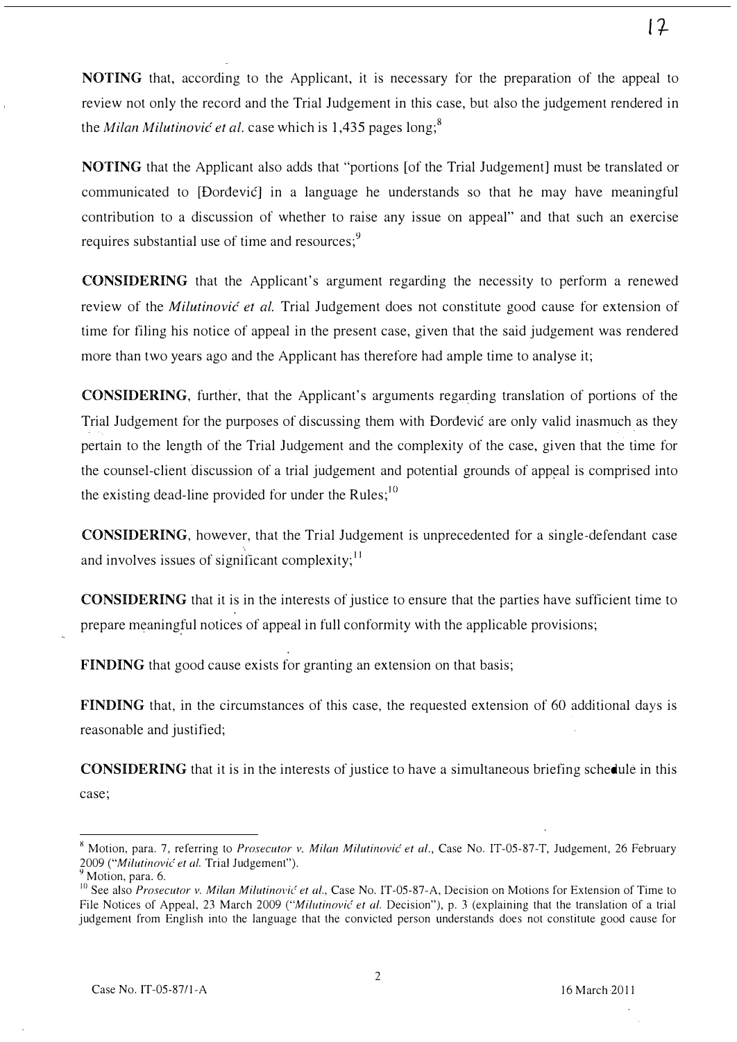**NOTING** that, according to the Applicant, it is necessary for the preparation of the appeal to review not only the record and the Trial Judgement in this case, but also the judgement rendered in the *Milan Milutinović et al.* case which is 1,435 pages long;[8]

**NOTING** that the Applicant also adds that "portions [of the Trial Judgement] must be translated or communicated to [Đorđević] in a language he understands so that he may have meaningful contribution to a discussion of whether to raise any issue on appeal" and that such an exercise requires substantial use of time and resources;[9]

**CONSIDERING** that the Applicant's argument regarding the necessity to perform a renewed review of the *Milutinović et al.* Trial Judgement does not constitute good cause for extension of time for filing his notice of appeal in the present case, given that the said judgement was rendered more than two years ago and the Applicant has therefore had ample time to analyse it;

**CONSIDERING**, further, that the Applicant's arguments regarding translation of portions of the Trial Judgement for the purposes of discussing them with Đorđević are only valid inasmuch as they pertain to the length of the Trial Judgement and the complexity of the case, given that the time for the counsel-client discussion of a trial judgement and potential grounds of appeal is comprised into the existing dead-line provided for under the Rules;[10]

**CONSIDERING**, however, that the Trial Judgement is unprecedented for a single-defendant case and involves issues of significant complexity;[11]

**CONSIDERING** that it is in the interests of justice to ensure that the parties have sufficient time to prepare meaningful notices of appeal in full conformity with the applicable provisions;

**FINDING** that good cause exists for granting an extension on that basis;

**FINDING** that, in the circumstances of this case, the requested extension of 60 additional days is reasonable and justified;

**CONSIDERING** that it is in the interests of justice to have a simultaneous briefing schedule in this case;

---

[8] Motion, para. 7, referring to *Prosecutor v. Milan Milutinović et al.*, Case No. IT-05-87-T, Judgement, 26 February 2009 ("*Milutinović et al.* Trial Judgement").

[9] Motion, para. 6.

[10] See also *Prosecutor v. Milan Milutinović et al.*, Case No. IT-05-87-A, Decision on Motions for Extension of Time to File Notices of Appeal, 23 March 2009 ("*Milutinović et al.* Decision"), p. 3 (explaining that the translation of a trial judgement from English into the language that the convicted person understands does not constitute good cause for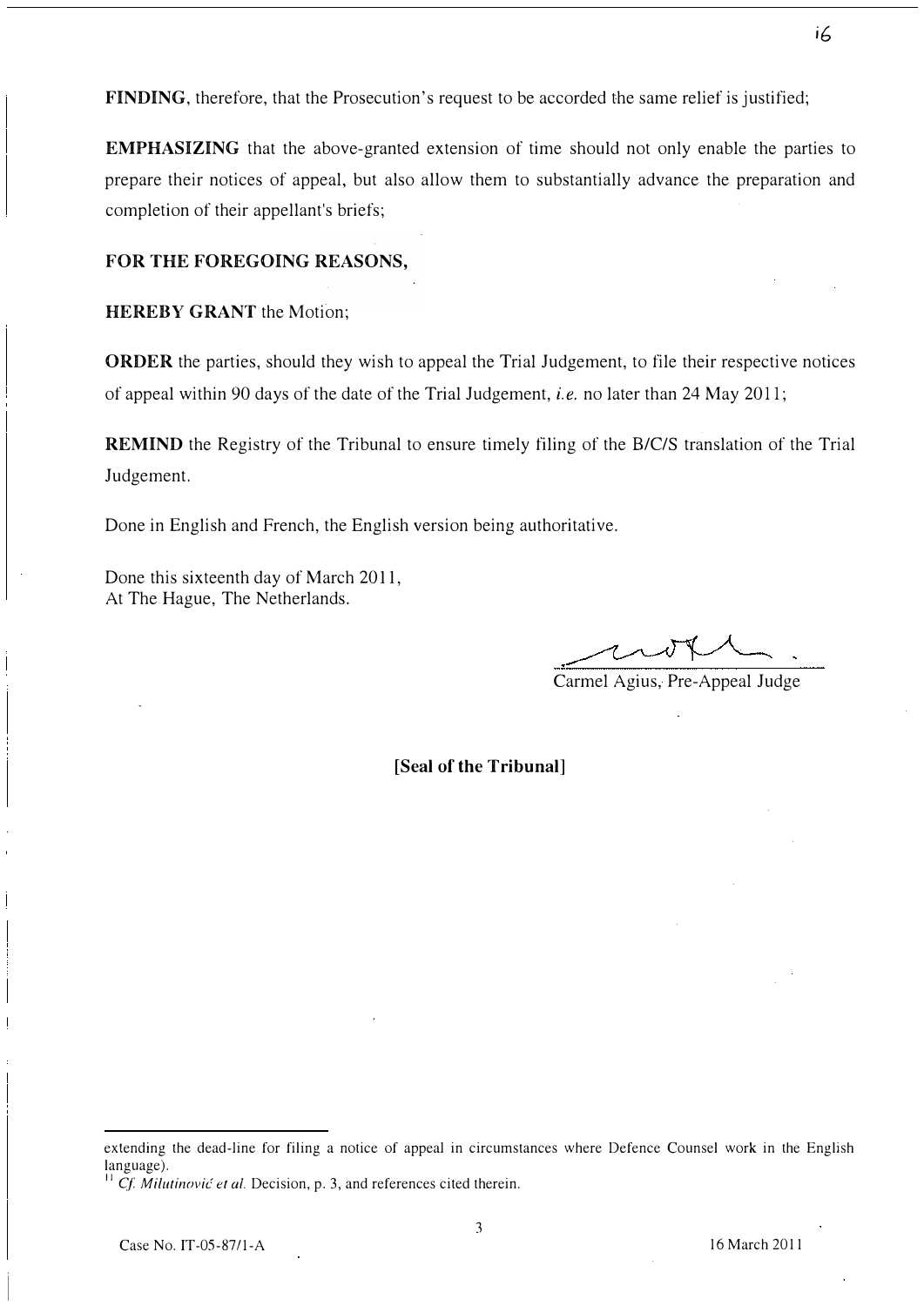**FINDING**, therefore, that the Prosecution's request to be accorded the same relief is justified;

**EMPHASIZING** that the above-granted extension of time should not only enable the parties to prepare their notices of appeal, but also allow them to substantially advance the preparation and completion of their appellant's briefs;

**FOR THE FOREGOING REASONS,**

**HEREBY GRANT** the Motion;

**ORDER** the parties, should they wish to appeal the Trial Judgement, to file their respective notices of appeal within 90 days of the date of the Trial Judgement, *i.e.* no later than 24 May 2011;

**REMIND** the Registry of the Tribunal to ensure timely filing of the B/C/S translation of the Trial Judgement.

Done in English and French, the English version being authoritative.

Done this sixteenth day of March 2011,
At The Hague, The Netherlands.

Carmel Agius, Pre-Appeal Judge

**[Seal of the Tribunal]**

---

extending the dead-line for filing a notice of appeal in circumstances where Defence Counsel work in the English language).

[11] *Cf. Milutinović et al.* Decision, p. 3, and references cited therein.

Case No. IT-05-87/1-A 16 March 2011